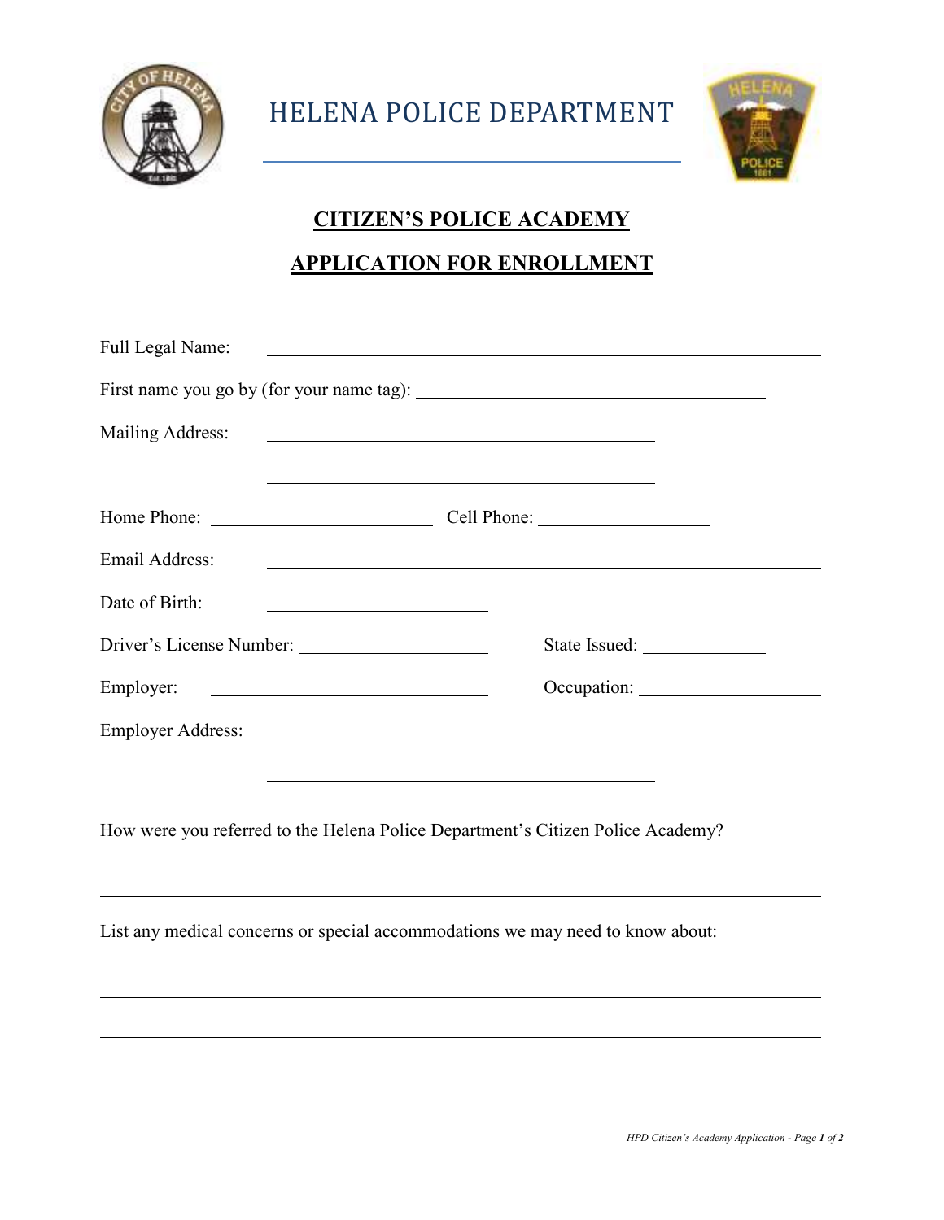# HELENA POLICE DEPARTMENT

## CITIZEN'S POLICE ACADEMY

## APPLICATION FOR ENROLLMENT

Full Legal Name: ____________________________________________

First name you go by (for your name tag): ____________________________

Mailing Address: ________________________________

________________________________

Home Phone: ____________________ Cell Phone: ____________________

Email Address: ____________________________________________

Date of Birth: ____________________

Driver's License Number: ____________________ State Issued: ____________

Employer: ____________________ Occupation: ____________________

Employer Address: ________________________________

________________________________

How were you referred to the Helena Police Department's Citizen Police Academy?

____________________________________________________________

List any medical concerns or special accommodations we may need to know about:

____________________________________________________________

____________________________________________________________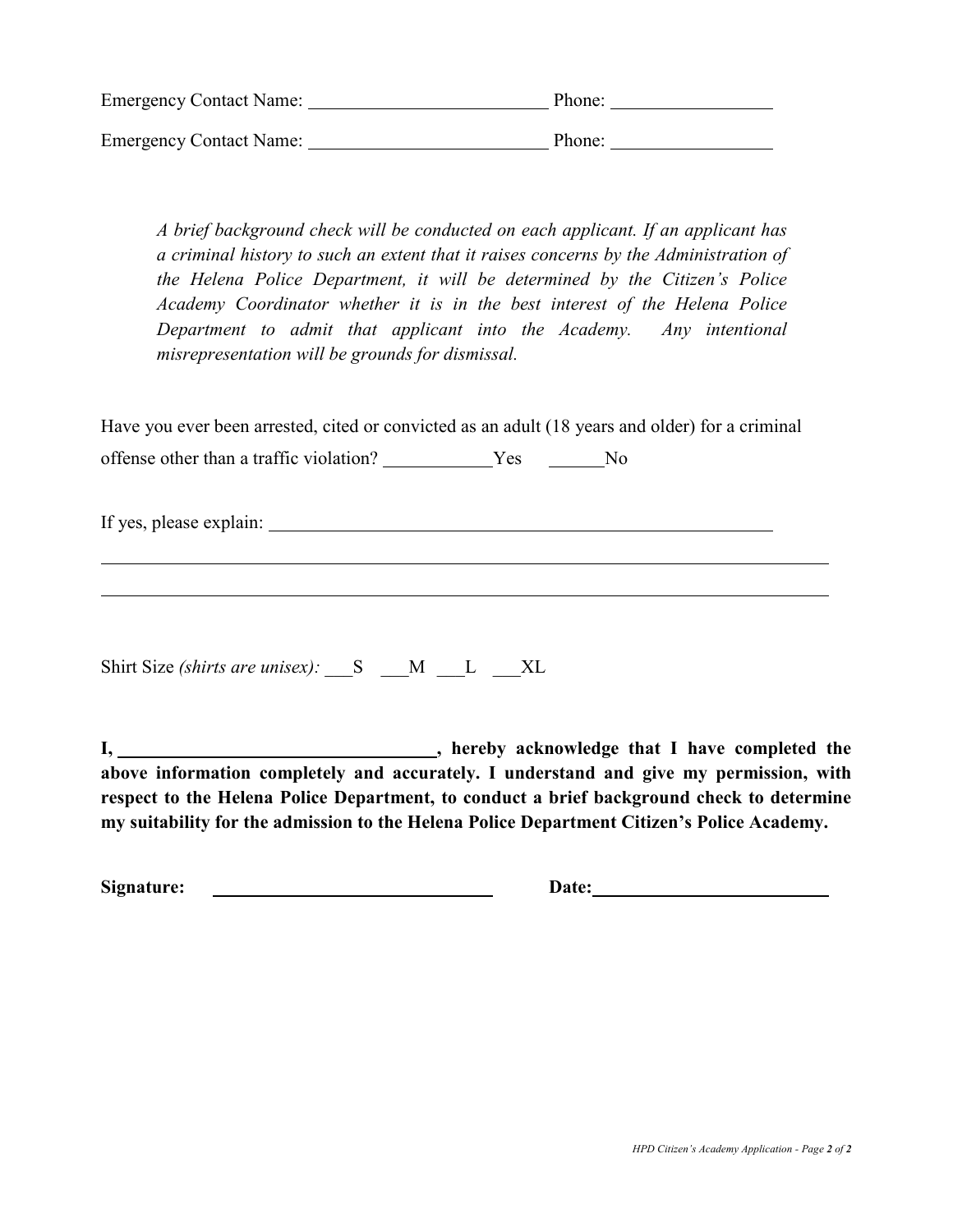Emergency Contact Name: ___________________________ Phone: __________________

Emergency Contact Name: ___________________________ Phone: __________________

*A brief background check will be conducted on each applicant. If an applicant has a criminal history to such an extent that it raises concerns by the Administration of the Helena Police Department, it will be determined by the Citizen's Police Academy Coordinator whether it is in the best interest of the Helena Police Department to admit that applicant into the Academy. Any intentional misrepresentation will be grounds for dismissal.*

Have you ever been arrested, cited or convicted as an adult (18 years and older) for a criminal offense other than a traffic violation? ____________Yes ______No

If yes, please explain: ___________________________________________________________

_______________________________________________________________________________

_______________________________________________________________________________

Shirt Size *(shirts are unisex):* ___S ___M ___L ___XL

**I, ____________________________________, hereby acknowledge that I have completed the above information completely and accurately. I understand and give my permission, with respect to the Helena Police Department, to conduct a brief background check to determine my suitability for the admission to the Helena Police Department Citizen's Police Academy.**

**Signature:** ________________________________ **Date:**___________________________